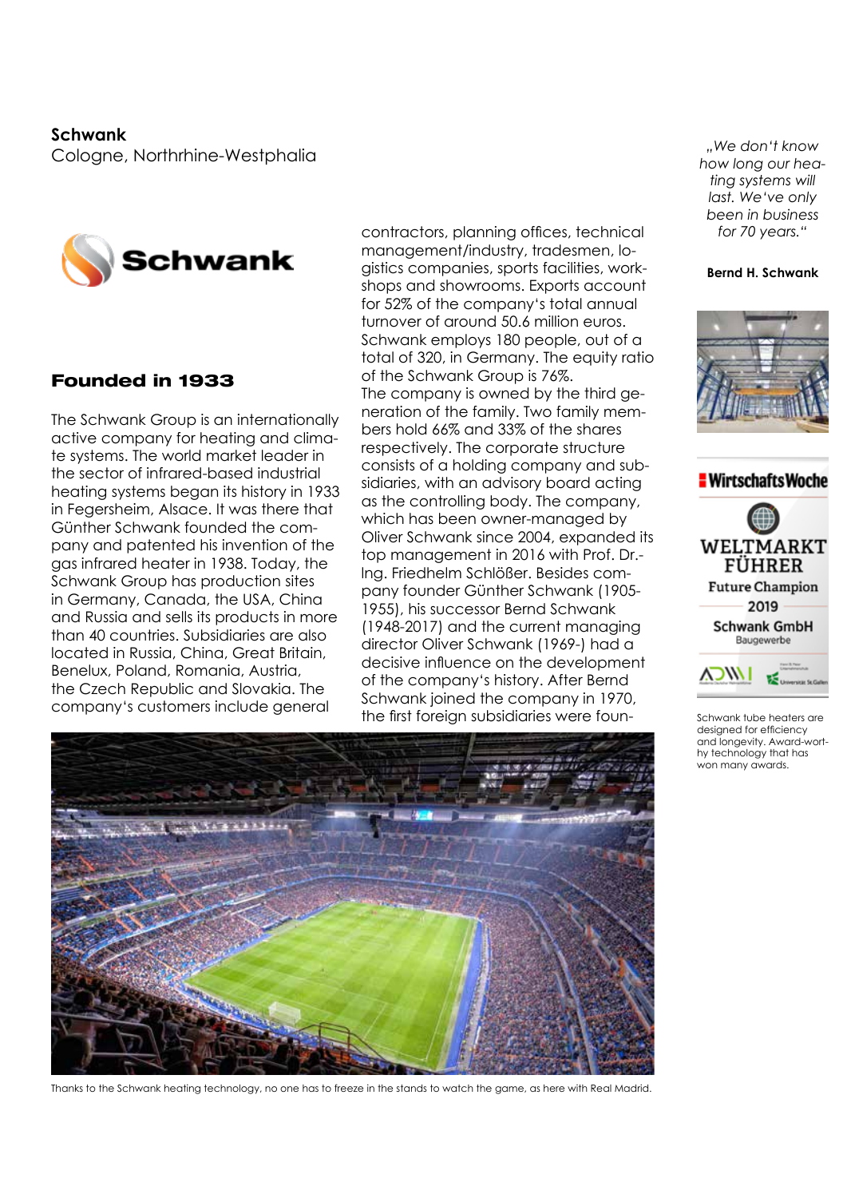**Schwank**
Cologne, Northrhine-Westphalia

## Founded in 1933

The Schwank Group is an internationally active company for heating and climate systems. The world market leader in the sector of infrared-based industrial heating systems began its history in 1933 in Fegersheim, Alsace. It was there that Günther Schwank founded the company and patented his invention of the gas infrared heater in 1938. Today, the Schwank Group has production sites in Germany, Canada, the USA, China and Russia and sells its products in more than 40 countries. Subsidiaries are also located in Russia, China, Great Britain, Benelux, Poland, Romania, Austria, the Czech Republic and Slovakia. The company's customers include general contractors, planning offices, technical management/industry, tradesmen, logistics companies, sports facilities, workshops and showrooms. Exports account for 52% of the company's total annual turnover of around 50.6 million euros. Schwank employs 180 people, out of a total of 320, in Germany. The equity ratio of the Schwank Group is 76%.
The company is owned by the third generation of the family. Two family members hold 66% and 33% of the shares respectively. The corporate structure consists of a holding company and subsidiaries, with an advisory board acting as the controlling body. The company, which has been owner-managed by Oliver Schwank since 2004, expanded its top management in 2016 with Prof. Dr.-Ing. Friedhelm Schlößer. Besides company founder Günther Schwank (1905-1955), his successor Bernd Schwank (1948-2017) and the current managing director Oliver Schwank (1969-) had a decisive influence on the development of the company's history. After Bernd Schwank joined the company in 1970, the first foreign subsidiaries were foun-

*„We don't know how long our heating systems will last. We've only been in business for 70 years."*

**Bernd H. Schwank**

Schwank tube heaters are designed for efficiency and longevity. Award-worthy technology that has won many awards.

Thanks to the Schwank heating technology, no one has to freeze in the stands to watch the game, as here with Real Madrid.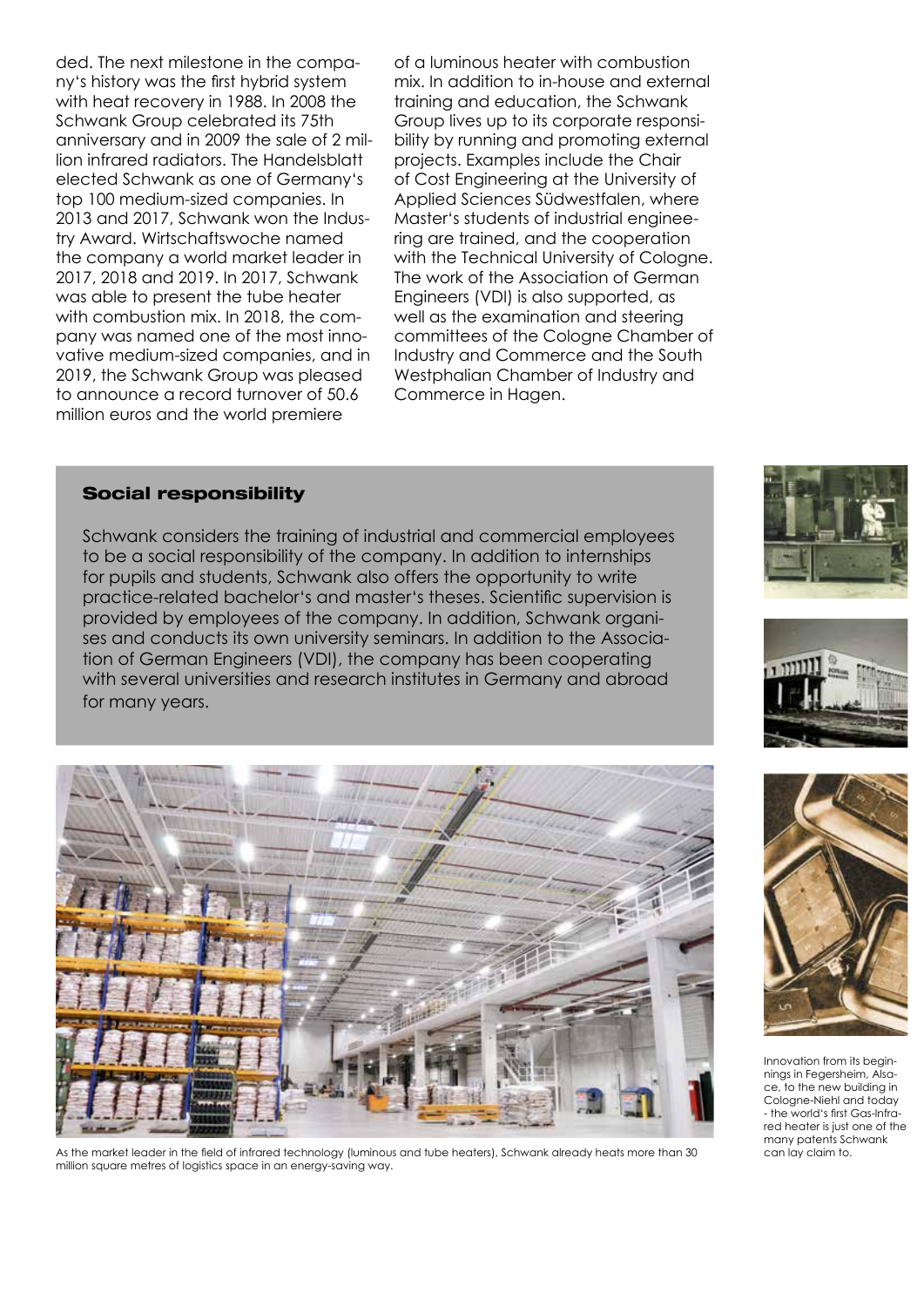ded. The next milestone in the company's history was the first hybrid system with heat recovery in 1988. In 2008 the Schwank Group celebrated its 75th anniversary and in 2009 the sale of 2 million infrared radiators. The Handelsblatt elected Schwank as one of Germany's top 100 medium-sized companies. In 2013 and 2017, Schwank won the Industry Award. Wirtschaftswoche named the company a world market leader in 2017, 2018 and 2019. In 2017, Schwank was able to present the tube heater with combustion mix. In 2018, the company was named one of the most innovative medium-sized companies, and in 2019, the Schwank Group was pleased to announce a record turnover of 50.6 million euros and the world premiere of a luminous heater with combustion mix. In addition to in-house and external training and education, the Schwank Group lives up to its corporate responsibility by running and promoting external projects. Examples include the Chair of Cost Engineering at the University of Applied Sciences Südwestfalen, where Master's students of industrial engineering are trained, and the cooperation with the Technical University of Cologne. The work of the Association of German Engineers (VDI) is also supported, as well as the examination and steering committees of the Cologne Chamber of Industry and Commerce and the South Westphalian Chamber of Industry and Commerce in Hagen.

## Social responsibility

Schwank considers the training of industrial and commercial employees to be a social responsibility of the company. In addition to internships for pupils and students, Schwank also offers the opportunity to write practice-related bachelor's and master's theses. Scientific supervision is provided by employees of the company. In addition, Schwank organises and conducts its own university seminars. In addition to the Association of German Engineers (VDI), the company has been cooperating with several universities and research institutes in Germany and abroad for many years.

As the market leader in the field of infrared technology (luminous and tube heaters), Schwank already heats more than 30 million square metres of logistics space in an energy-saving way.

Innovation from its beginnings in Fegersheim, Alsace, to the new building in Cologne-Niehl and today - the world's first Gas-Infrared heater is just one of the many patents Schwank can lay claim to.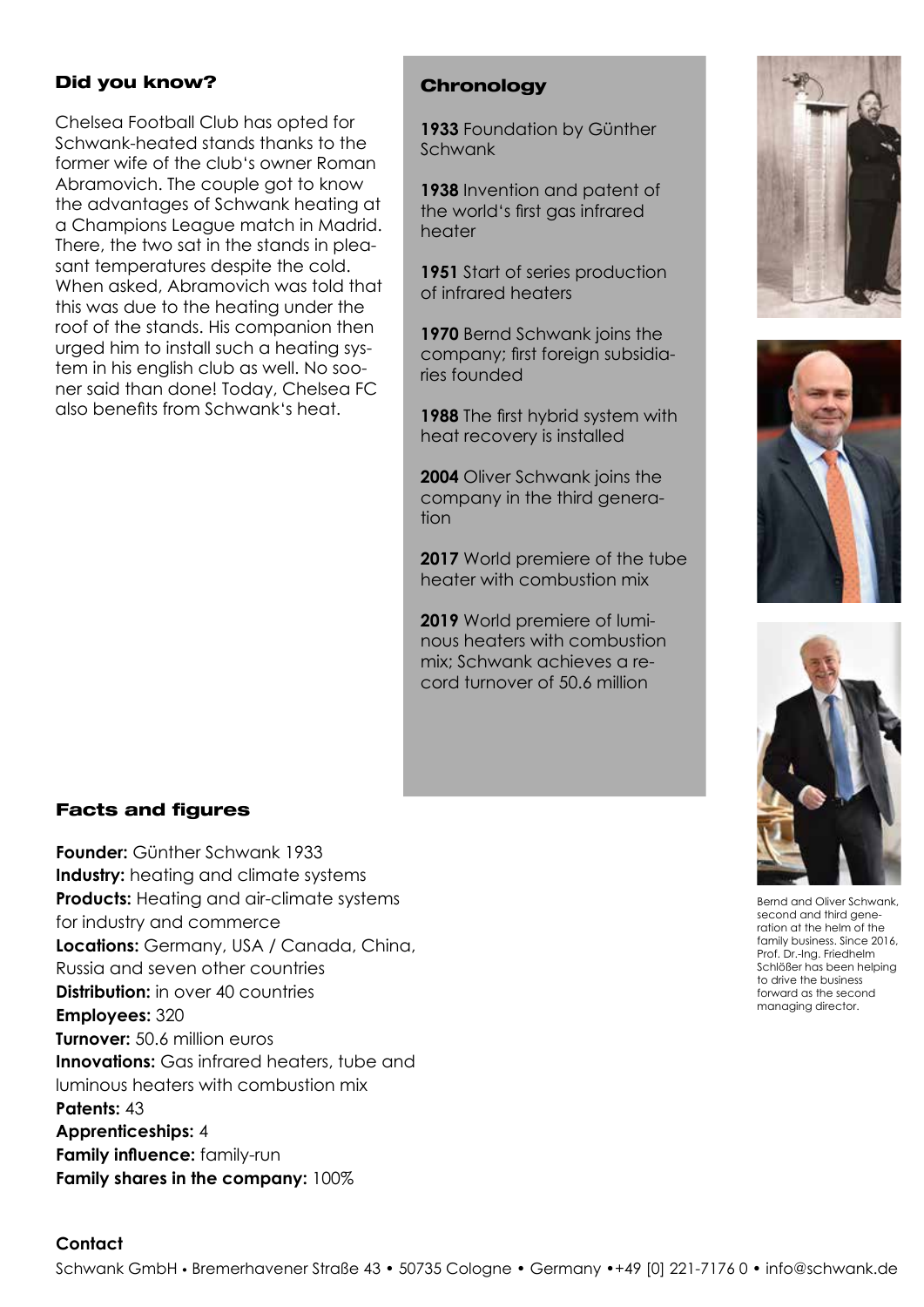## Did you know?

Chelsea Football Club has opted for Schwank-heated stands thanks to the former wife of the club's owner Roman Abramovich. The couple got to know the advantages of Schwank heating at a Champions League match in Madrid. There, the two sat in the stands in pleasant temperatures despite the cold. When asked, Abramovich was told that this was due to the heating under the roof of the stands. His companion then urged him to install such a heating system in his english club as well. No sooner said than done! Today, Chelsea FC also benefits from Schwank's heat.

## Chronology

**1933** Foundation by Günther Schwank

**1938** Invention and patent of the world's first gas infrared heater

**1951** Start of series production of infrared heaters

**1970** Bernd Schwank joins the company; first foreign subsidiaries founded

**1988** The first hybrid system with heat recovery is installed

**2004** Oliver Schwank joins the company in the third generation

**2017** World premiere of the tube heater with combustion mix

**2019** World premiere of luminous heaters with combustion mix; Schwank achieves a record turnover of 50.6 million

Bernd and Oliver Schwank, second and third generation at the helm of the family business. Since 2016, Prof. Dr.-Ing. Friedhelm Schlößer has been helping to drive the business forward as the second managing director.

## Facts and figures

**Founder:** Günther Schwank 1933
**Industry:** heating and climate systems
**Products:** Heating and air-climate systems for industry and commerce
**Locations:** Germany, USA / Canada, China, Russia and seven other countries
**Distribution:** in over 40 countries
**Employees:** 320
**Turnover:** 50.6 million euros
**Innovations:** Gas infrared heaters, tube and luminous heaters with combustion mix
**Patents:** 43
**Apprenticeships:** 4
**Family influence:** family-run
**Family shares in the company:** 100%

**Contact**

Schwank GmbH • Bremerhavener Straße 43 • 50735 Cologne • Germany •+49 [0] 221-7176 0 • info@schwank.de